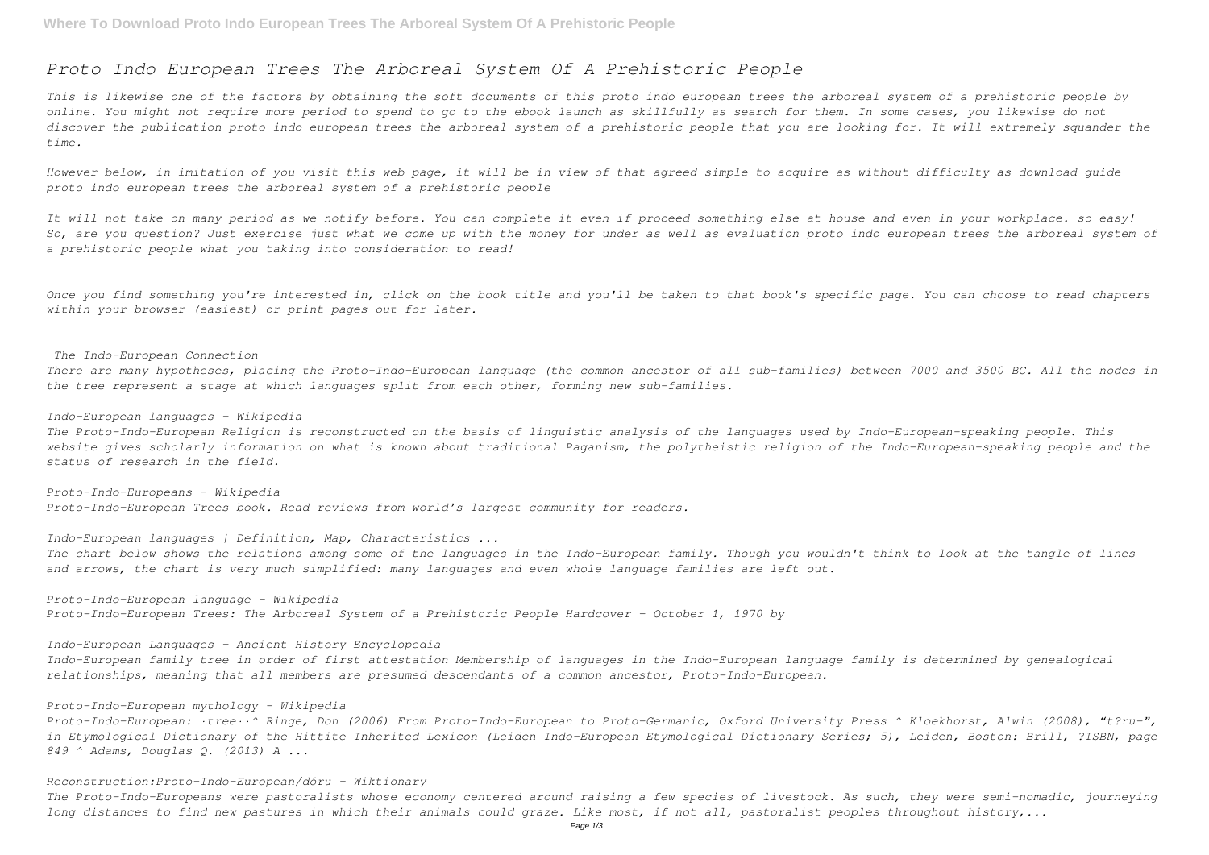# Proto Indo European Trees The Arboreal System Of A Prehistoric People

*This is likewise one of the factors by obtaining the soft documents of this proto indo european trees the arboreal system of a prehistoric people by online. You might not require more period to spend to go to the ebook launch as skillfully as search for them. In some cases, you likewise do not discover the publication proto indo european trees the arboreal system of a prehistoric people that you are looking for. It will extremely squander the time.*

*However below, in imitation of you visit this web page, it will be in view of that agreed simple to acquire as without difficulty as download guide proto indo european trees the arboreal system of a prehistoric people*

*It will not take on many period as we notify before. You can complete it even if proceed something else at house and even in your workplace. so easy! So, are you question? Just exercise just what we come up with the money for under as well as evaluation proto indo european trees the arboreal system of a prehistoric people what you taking into consideration to read!*

*Once you find something you're interested in, click on the book title and you'll be taken to that book's specific page. You can choose to read chapters within your browser (easiest) or print pages out for later.*

*The Indo-European Connection*

*There are many hypotheses, placing the Proto-Indo-European language (the common ancestor of all sub-families) between 7000 and 3500 BC. All the nodes in the tree represent a stage at which languages split from each other, forming new sub-families.*

*Indo-European languages - Wikipedia*

*The Proto-Indo-European Religion is reconstructed on the basis of linguistic analysis of the languages used by Indo-European-speaking people. This website gives scholarly information on what is known about traditional Paganism, the polytheistic religion of the Indo-European-speaking people and the status of research in the field.*

*Proto-Indo-Europeans - Wikipedia*

*Proto-Indo-European Trees book. Read reviews from world's largest community for readers.*

*Indo-European languages | Definition, Map, Characteristics ...*

*The chart below shows the relations among some of the languages in the Indo-European family. Though you wouldn't think to look at the tangle of lines and arrows, the chart is very much simplified: many languages and even whole language families are left out.*

*Proto-Indo-European language - Wikipedia*

*Proto-Indo-European Trees: The Arboreal System of a Prehistoric People Hardcover – October 1, 1970 by*

*Indo-European Languages - Ancient History Encyclopedia*

*Indo-European family tree in order of first attestation Membership of languages in the Indo-European language family is determined by genealogical relationships, meaning that all members are presumed descendants of a common ancestor, Proto-Indo-European.*

*Proto-Indo-European mythology - Wikipedia*

*Proto-Indo-European: ·tree··^ Ringe, Don (2006) From Proto-Indo-European to Proto-Germanic, Oxford University Press ^ Kloekhorst, Alwin (2008), "t?ru-", in Etymological Dictionary of the Hittite Inherited Lexicon (Leiden Indo-European Etymological Dictionary Series; 5), Leiden, Boston: Brill, ?ISBN, page 849 ^ Adams, Douglas Q. (2013) A ...*

*Reconstruction:Proto-Indo-European/dóru - Wiktionary*

*The Proto-Indo-Europeans were pastoralists whose economy centered around raising a few species of livestock. As such, they were semi-nomadic, journeying long distances to find new pastures in which their animals could graze. Like most, if not all, pastoralist peoples throughout history,...*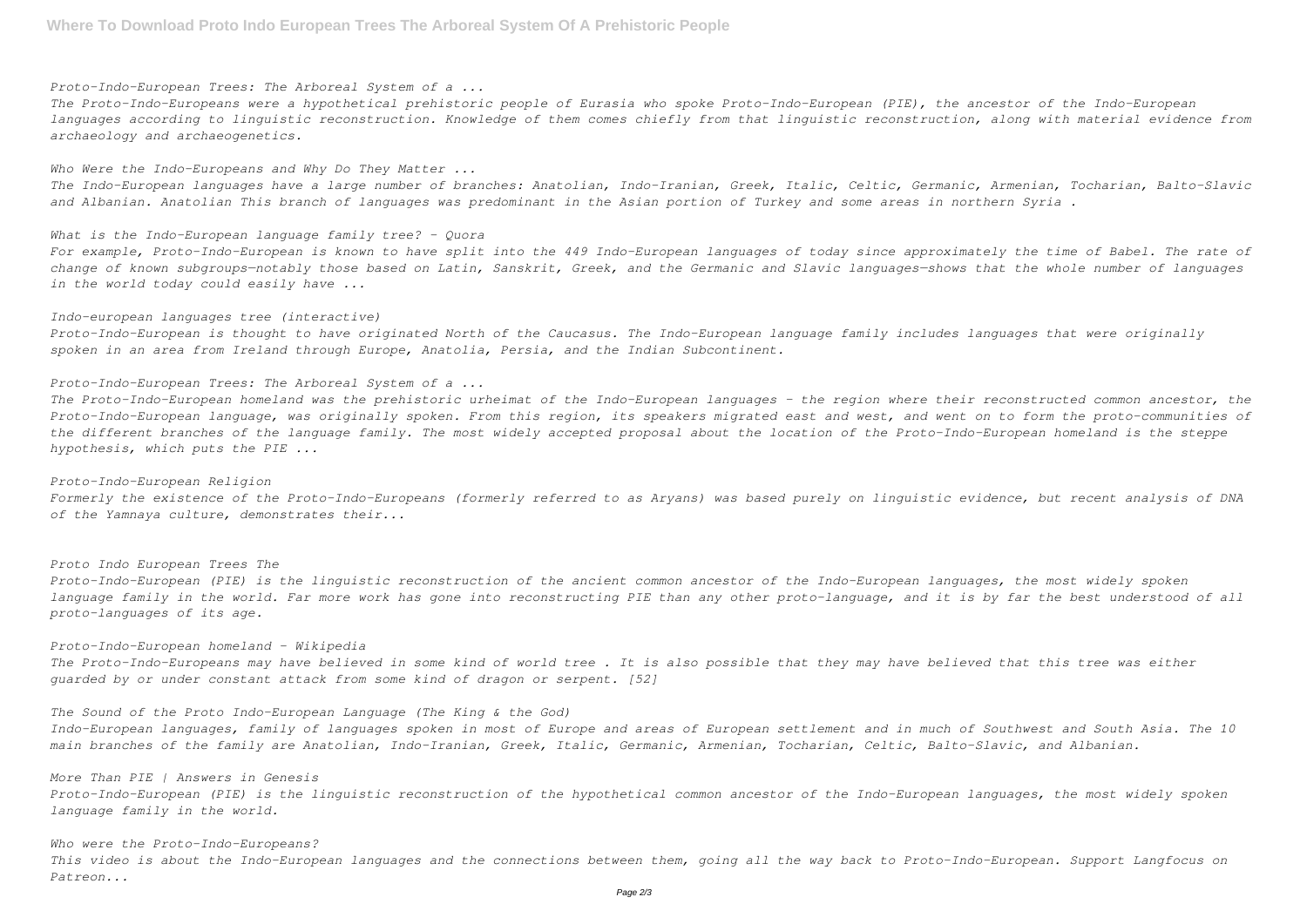*Proto-Indo-European Trees: The Arboreal System of a ...*

*The Proto-Indo-Europeans were a hypothetical prehistoric people of Eurasia who spoke Proto-Indo-European (PIE), the ancestor of the Indo-European languages according to linguistic reconstruction. Knowledge of them comes chiefly from that linguistic reconstruction, along with material evidence from archaeology and archaeogenetics.*

*Who Were the Indo-Europeans and Why Do They Matter ...*

*The Indo-European languages have a large number of branches: Anatolian, Indo-Iranian, Greek, Italic, Celtic, Germanic, Armenian, Tocharian, Balto-Slavic and Albanian. Anatolian This branch of languages was predominant in the Asian portion of Turkey and some areas in northern Syria .*

*What is the Indo-European language family tree? - Quora*

*For example, Proto-Indo-European is known to have split into the 449 Indo-European languages of today since approximately the time of Babel. The rate of change of known subgroups—notably those based on Latin, Sanskrit, Greek, and the Germanic and Slavic languages—shows that the whole number of languages in the world today could easily have ...*

*Indo-european languages tree (interactive)*

*Proto-Indo-European is thought to have originated North of the Caucasus. The Indo-European language family includes languages that were originally spoken in an area from Ireland through Europe, Anatolia, Persia, and the Indian Subcontinent.*

*Proto-Indo-European Trees: The Arboreal System of a ...*

*The Proto-Indo-European homeland was the prehistoric urheimat of the Indo-European languages - the region where their reconstructed common ancestor, the Proto-Indo-European language, was originally spoken. From this region, its speakers migrated east and west, and went on to form the proto-communities of the different branches of the language family. The most widely accepted proposal about the location of the Proto-Indo-European homeland is the steppe hypothesis, which puts the PIE ...*

*Proto-Indo-European Religion*

*Formerly the existence of the Proto-Indo-Europeans (formerly referred to as Aryans) was based purely on linguistic evidence, but recent analysis of DNA of the Yamnaya culture, demonstrates their...*

*Proto Indo European Trees The*

*Proto-Indo-European (PIE) is the linguistic reconstruction of the ancient common ancestor of the Indo-European languages, the most widely spoken language family in the world. Far more work has gone into reconstructing PIE than any other proto-language, and it is by far the best understood of all proto-languages of its age.*

*Proto-Indo-European homeland - Wikipedia*

*The Proto-Indo-Europeans may have believed in some kind of world tree . It is also possible that they may have believed that this tree was either guarded by or under constant attack from some kind of dragon or serpent. [52]*

*The Sound of the Proto Indo-European Language (The King & the God)*

*Indo-European languages, family of languages spoken in most of Europe and areas of European settlement and in much of Southwest and South Asia. The 10 main branches of the family are Anatolian, Indo-Iranian, Greek, Italic, Germanic, Armenian, Tocharian, Celtic, Balto-Slavic, and Albanian.*

*More Than PIE | Answers in Genesis*

*Proto-Indo-European (PIE) is the linguistic reconstruction of the hypothetical common ancestor of the Indo-European languages, the most widely spoken language family in the world.*

*Who were the Proto-Indo-Europeans?*

*This video is about the Indo-European languages and the connections between them, going all the way back to Proto-Indo-European. Support Langfocus on Patreon...*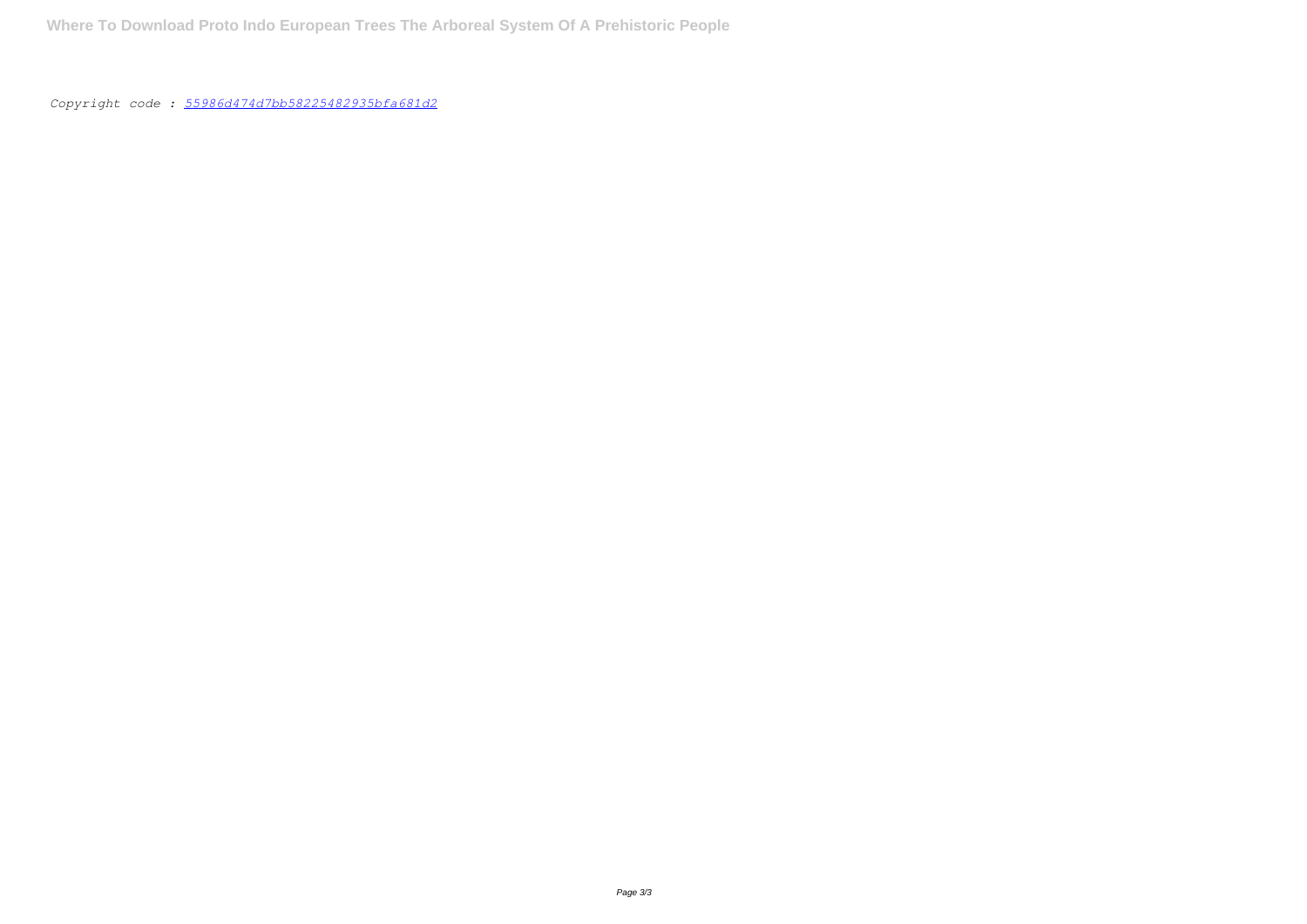*Copyright code : [55986d474d7bb58225482935bfa681d2](55986d474d7bb58225482935bfa681d2)*